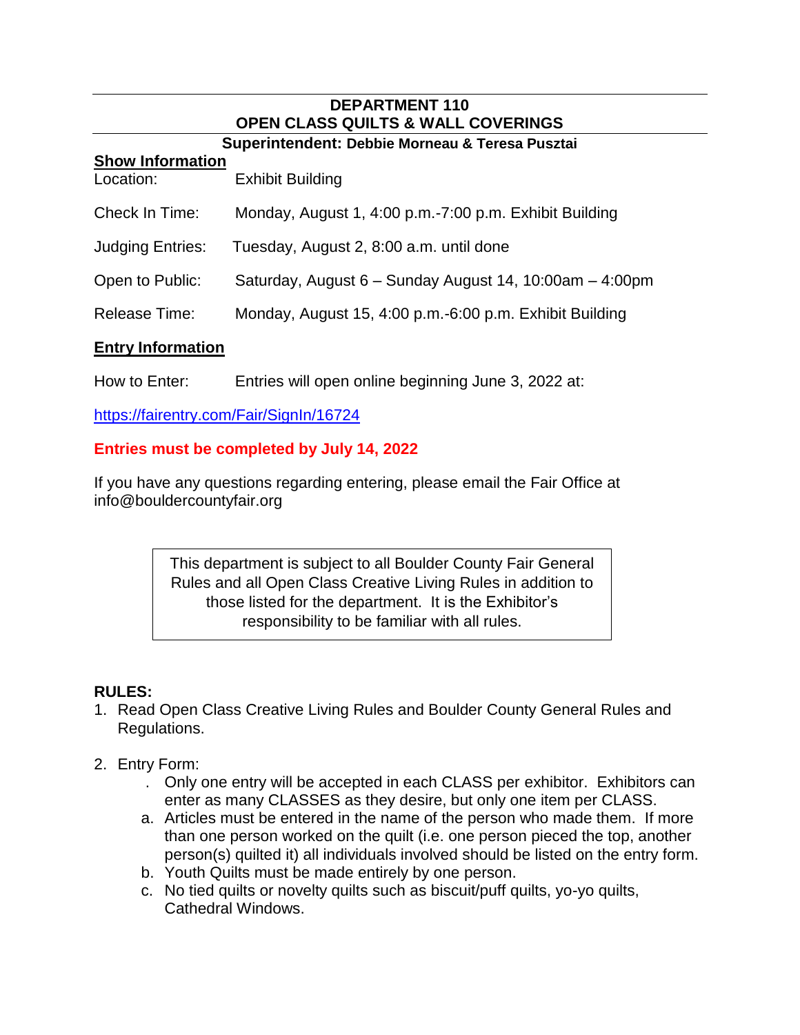# DEPARTMENT 110
# OPEN CLASS QUILTS & WALL COVERINGS

**Superintendent: Debbie Morneau & Teresa Pusztai**

## Show Information

Location: Exhibit Building

Check In Time: Monday, August 1, 4:00 p.m.-7:00 p.m. Exhibit Building

Judging Entries: Tuesday, August 2, 8:00 a.m. until done

Open to Public: Saturday, August 6 – Sunday August 14, 10:00am – 4:00pm

Release Time: Monday, August 15, 4:00 p.m.-6:00 p.m. Exhibit Building

## Entry Information

How to Enter: Entries will open online beginning June 3, 2022 at:

https://fairentry.com/Fair/SignIn/16724

**Entries must be completed by July 14, 2022**

If you have any questions regarding entering, please email the Fair Office at info@bouldercountyfair.org

> This department is subject to all Boulder County Fair General Rules and all Open Class Creative Living Rules in addition to those listed for the department. It is the Exhibitor's responsibility to be familiar with all rules.

## RULES:

1. Read Open Class Creative Living Rules and Boulder County General Rules and Regulations.

2. Entry Form:
   . Only one entry will be accepted in each CLASS per exhibitor. Exhibitors can enter as many CLASSES as they desire, but only one item per CLASS.
   a. Articles must be entered in the name of the person who made them. If more than one person worked on the quilt (i.e. one person pieced the top, another person(s) quilted it) all individuals involved should be listed on the entry form.
   b. Youth Quilts must be made entirely by one person.
   c. No tied quilts or novelty quilts such as biscuit/puff quilts, yo-yo quilts, Cathedral Windows.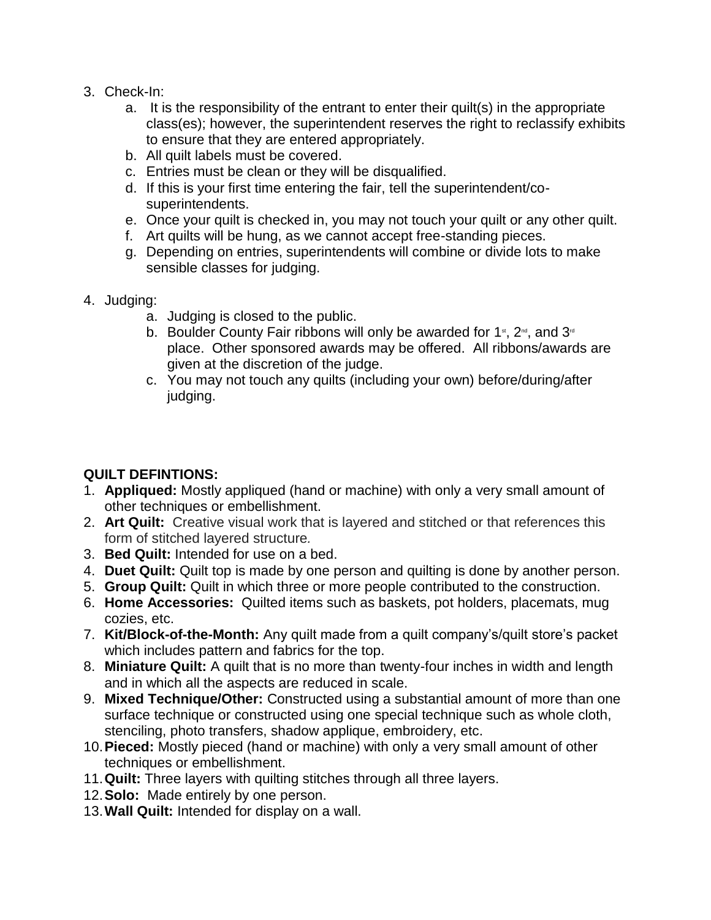3. Check-In:
    a. It is the responsibility of the entrant to enter their quilt(s) in the appropriate class(es); however, the superintendent reserves the right to reclassify exhibits to ensure that they are entered appropriately.
    b. All quilt labels must be covered.
    c. Entries must be clean or they will be disqualified.
    d. If this is your first time entering the fair, tell the superintendent/co-superintendents.
    e. Once your quilt is checked in, you may not touch your quilt or any other quilt.
    f. Art quilts will be hung, as we cannot accept free-standing pieces.
    g. Depending on entries, superintendents will combine or divide lots to make sensible classes for judging.

4. Judging:
    a. Judging is closed to the public.
    b. Boulder County Fair ribbons will only be awarded for 1st, 2nd, and 3rd place. Other sponsored awards may be offered. All ribbons/awards are given at the discretion of the judge.
    c. You may not touch any quilts (including your own) before/during/after judging.

**QUILT DEFINTIONS:**

1. **Appliqued:** Mostly appliqued (hand or machine) with only a very small amount of other techniques or embellishment.
2. **Art Quilt:** Creative visual work that is layered and stitched or that references this form of stitched layered structure.
3. **Bed Quilt:** Intended for use on a bed.
4. **Duet Quilt:** Quilt top is made by one person and quilting is done by another person.
5. **Group Quilt:** Quilt in which three or more people contributed to the construction.
6. **Home Accessories:** Quilted items such as baskets, pot holders, placemats, mug cozies, etc.
7. **Kit/Block-of-the-Month:** Any quilt made from a quilt company's/quilt store's packet which includes pattern and fabrics for the top.
8. **Miniature Quilt:** A quilt that is no more than twenty-four inches in width and length and in which all the aspects are reduced in scale.
9. **Mixed Technique/Other:** Constructed using a substantial amount of more than one surface technique or constructed using one special technique such as whole cloth, stenciling, photo transfers, shadow applique, embroidery, etc.
10. **Pieced:** Mostly pieced (hand or machine) with only a very small amount of other techniques or embellishment.
11. **Quilt:** Three layers with quilting stitches through all three layers.
12. **Solo:** Made entirely by one person.
13. **Wall Quilt:** Intended for display on a wall.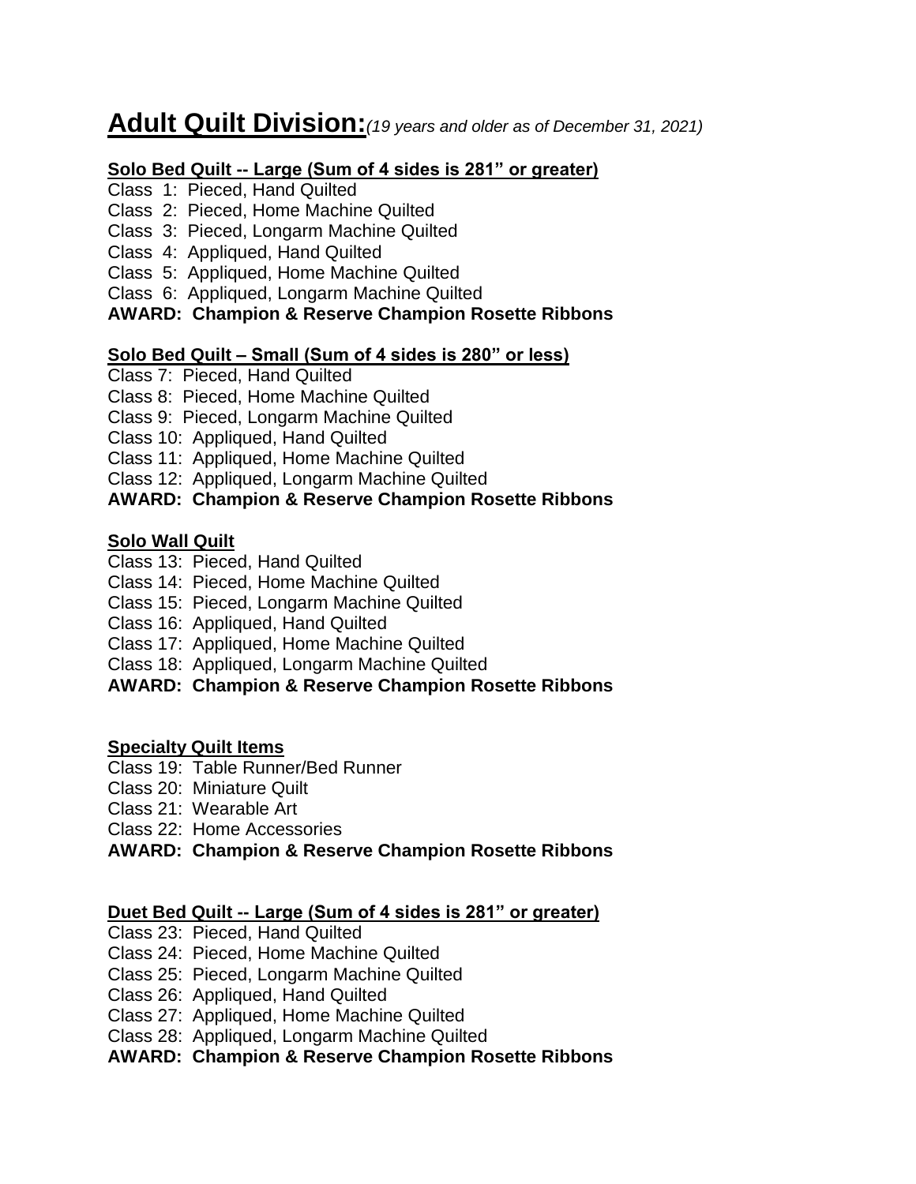# Adult Quilt Division: *(19 years and older as of December 31, 2021)*

**Solo Bed Quilt -- Large (Sum of 4 sides is 281" or greater)**

Class 1: Pieced, Hand Quilted
Class 2: Pieced, Home Machine Quilted
Class 3: Pieced, Longarm Machine Quilted
Class 4: Appliqued, Hand Quilted
Class 5: Appliqued, Home Machine Quilted
Class 6: Appliqued, Longarm Machine Quilted
**AWARD: Champion & Reserve Champion Rosette Ribbons**

**Solo Bed Quilt – Small (Sum of 4 sides is 280" or less)**

Class 7: Pieced, Hand Quilted
Class 8: Pieced, Home Machine Quilted
Class 9: Pieced, Longarm Machine Quilted
Class 10: Appliqued, Hand Quilted
Class 11: Appliqued, Home Machine Quilted
Class 12: Appliqued, Longarm Machine Quilted
**AWARD: Champion & Reserve Champion Rosette Ribbons**

**Solo Wall Quilt**

Class 13: Pieced, Hand Quilted
Class 14: Pieced, Home Machine Quilted
Class 15: Pieced, Longarm Machine Quilted
Class 16: Appliqued, Hand Quilted
Class 17: Appliqued, Home Machine Quilted
Class 18: Appliqued, Longarm Machine Quilted
**AWARD: Champion & Reserve Champion Rosette Ribbons**

**Specialty Quilt Items**

Class 19: Table Runner/Bed Runner
Class 20: Miniature Quilt
Class 21: Wearable Art
Class 22: Home Accessories
**AWARD: Champion & Reserve Champion Rosette Ribbons**

**Duet Bed Quilt -- Large (Sum of 4 sides is 281" or greater)**

Class 23: Pieced, Hand Quilted
Class 24: Pieced, Home Machine Quilted
Class 25: Pieced, Longarm Machine Quilted
Class 26: Appliqued, Hand Quilted
Class 27: Appliqued, Home Machine Quilted
Class 28: Appliqued, Longarm Machine Quilted
**AWARD: Champion & Reserve Champion Rosette Ribbons**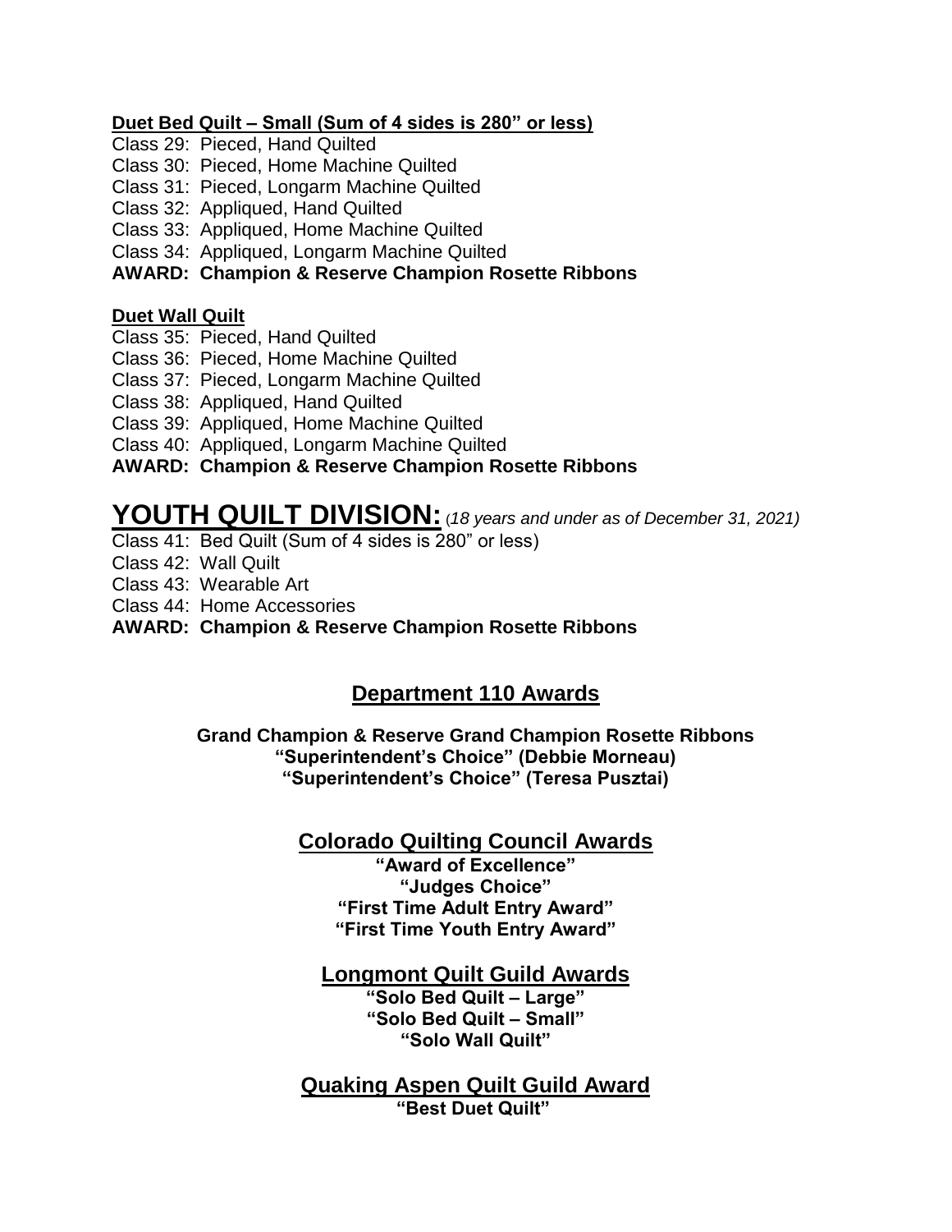**Duet Bed Quilt – Small (Sum of 4 sides is 280" or less)**

Class 29: Pieced, Hand Quilted
Class 30: Pieced, Home Machine Quilted
Class 31: Pieced, Longarm Machine Quilted
Class 32: Appliqued, Hand Quilted
Class 33: Appliqued, Home Machine Quilted
Class 34: Appliqued, Longarm Machine Quilted
**AWARD: Champion & Reserve Champion Rosette Ribbons**

**Duet Wall Quilt**

Class 35: Pieced, Hand Quilted
Class 36: Pieced, Home Machine Quilted
Class 37: Pieced, Longarm Machine Quilted
Class 38: Appliqued, Hand Quilted
Class 39: Appliqued, Home Machine Quilted
Class 40: Appliqued, Longarm Machine Quilted
**AWARD: Champion & Reserve Champion Rosette Ribbons**

## YOUTH QUILT DIVISION: (*18 years and under as of December 31, 2021)*

Class 41: Bed Quilt (Sum of 4 sides is 280" or less)
Class 42: Wall Quilt
Class 43: Wearable Art
Class 44: Home Accessories
**AWARD: Champion & Reserve Champion Rosette Ribbons**

### Department 110 Awards

**Grand Champion & Reserve Grand Champion Rosette Ribbons**
**"Superintendent's Choice" (Debbie Morneau)**
**"Superintendent's Choice" (Teresa Pusztai)**

### Colorado Quilting Council Awards

**"Award of Excellence"**
**"Judges Choice"**
**"First Time Adult Entry Award"**
**"First Time Youth Entry Award"**

### Longmont Quilt Guild Awards

**"Solo Bed Quilt – Large"**
**"Solo Bed Quilt – Small"**
**"Solo Wall Quilt"**

### Quaking Aspen Quilt Guild Award

**"Best Duet Quilt"**